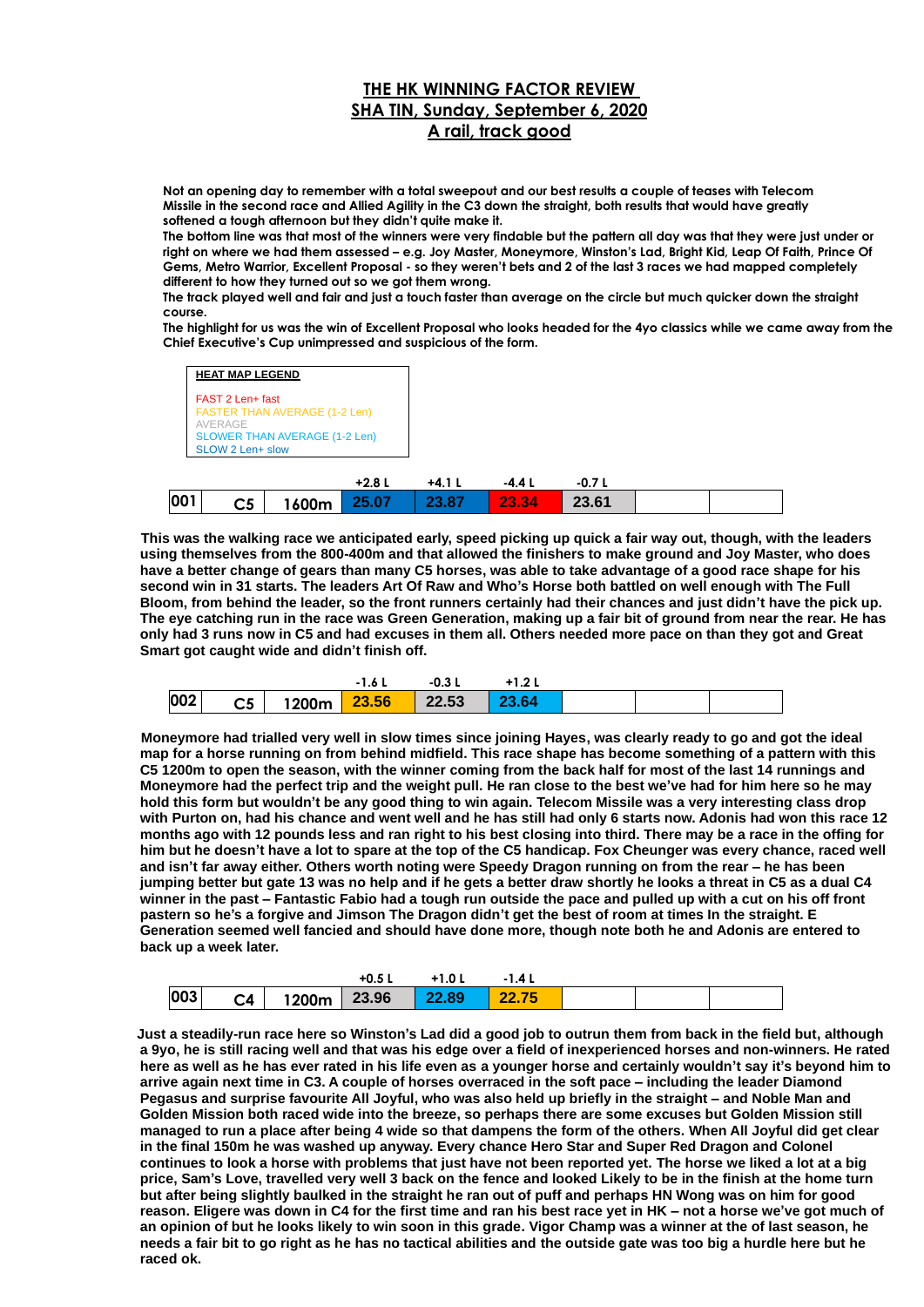# THE HK WINNING FACTOR REVIEW
## SHA TIN, Sunday, September 6, 2020
## A rail, track good

**Not an opening day to remember with a total sweepout and our best results a couple of teases with Telecom Missile in the second race and Allied Agility in the C3 down the straight, both results that would have greatly softened a tough afternoon but they didn't quite make it.**

**The bottom line was that most of the winners were very findable but the pattern all day was that they were just under or right on where we had them assessed – e.g. Joy Master, Moneymore, Winston's Lad, Bright Kid, Leap Of Faith, Prince Of Gems, Metro Warrior, Excellent Proposal - so they weren't bets and 2 of the last 3 races we had mapped completely different to how they turned out so we got them wrong.**

**The track played well and fair and just a touch faster than average on the circle but much quicker down the straight course.**

**The highlight for us was the win of Excellent Proposal who looks headed for the 4yo classics while we came away from the Chief Executive's Cup unimpressed and suspicious of the form.**

**HEAT MAP LEGEND**

FAST 2 Len+ fast
FASTER THAN AVERAGE (1-2 Len)
AVERAGE
SLOWER THAN AVERAGE (1-2 Len)
SLOW 2 Len+ slow

| | | | +2.8 L | +4.1 L | -4.4 L | -0.7 L | | |
|---|---|---|---|---|---|---|---|---|
| 001 | C5 | 1600m | 25.07 | 23.87 | 23.34 | 23.61 | | |

**This was the walking race we anticipated early, speed picking up quick a fair way out, though, with the leaders using themselves from the 800-400m and that allowed the finishers to make ground and Joy Master, who does have a better change of gears than many C5 horses, was able to take advantage of a good race shape for his second win in 31 starts. The leaders Art Of Raw and Who's Horse both battled on well enough with The Full Bloom, from behind the leader, so the front runners certainly had their chances and just didn't have the pick up. The eye catching run in the race was Green Generation, making up a fair bit of ground from near the rear. He has only had 3 runs now in C5 and had excuses in them all. Others needed more pace on than they got and Great Smart got caught wide and didn't finish off.**

| | | | -1.6 L | -0.3 L | +1.2 L | | | |
|---|---|---|---|---|---|---|---|---|
| 002 | C5 | 1200m | 23.56 | 22.53 | 23.64 | | | |

**Moneymore had trialled very well in slow times since joining Hayes, was clearly ready to go and got the ideal map for a horse running on from behind midfield. This race shape has become something of a pattern with this C5 1200m to open the season, with the winner coming from the back half for most of the last 14 runnings and Moneymore had the perfect trip and the weight pull. He ran close to the best we've had for him here so he may hold this form but wouldn't be any good thing to win again. Telecom Missile was a very interesting class drop with Purton on, had his chance and went well and he has still had only 6 starts now. Adonis had won this race 12 months ago with 12 pounds less and ran right to his best closing into third. There may be a race in the offing for him but he doesn't have a lot to spare at the top of the C5 handicap. Fox Cheunger was every chance, raced well and isn't far away either. Others worth noting were Speedy Dragon running on from the rear – he has been jumping better but gate 13 was no help and if he gets a better draw shortly he looks a threat in C5 as a dual C4 winner in the past – Fantastic Fabio had a tough run outside the pace and pulled up with a cut on his off front pastern so he's a forgive and Jimson The Dragon didn't get the best of room at times In the straight. E Generation seemed well fancied and should have done more, though note both he and Adonis are entered to back up a week later.**

| | | | +0.5 L | +1.0 L | -1.4 L | | | |
|---|---|---|---|---|---|---|---|---|
| 003 | C4 | 1200m | 23.96 | 22.89 | 22.75 | | | |

**Just a steadily-run race here so Winston's Lad did a good job to outrun them from back in the field but, although a 9yo, he is still racing well and that was his edge over a field of inexperienced horses and non-winners. He rated here as well as he has ever rated in his life even as a younger horse and certainly wouldn't say it's beyond him to arrive again next time in C3. A couple of horses overraced in the soft pace – including the leader Diamond Pegasus and surprise favourite All Joyful, who was also held up briefly in the straight – and Noble Man and Golden Mission both raced wide into the breeze, so perhaps there are some excuses but Golden Mission still managed to run a place after being 4 wide so that dampens the form of the others. When All Joyful did get clear in the final 150m he was washed up anyway. Every chance Hero Star and Super Red Dragon and Colonel continues to look a horse with problems that just have not been reported yet. The horse we liked a lot at a big price, Sam's Love, travelled very well 3 back on the fence and looked Likely to be in the finish at the home turn but after being slightly baulked in the straight he ran out of puff and perhaps HN Wong was on him for good reason. Eligere was down in C4 for the first time and ran his best race yet in HK – not a horse we've got much of an opinion of but he looks likely to win soon in this grade. Vigor Champ was a winner at the of last season, he needs a fair bit to go right as he has no tactical abilities and the outside gate was too big a hurdle here but he raced ok.**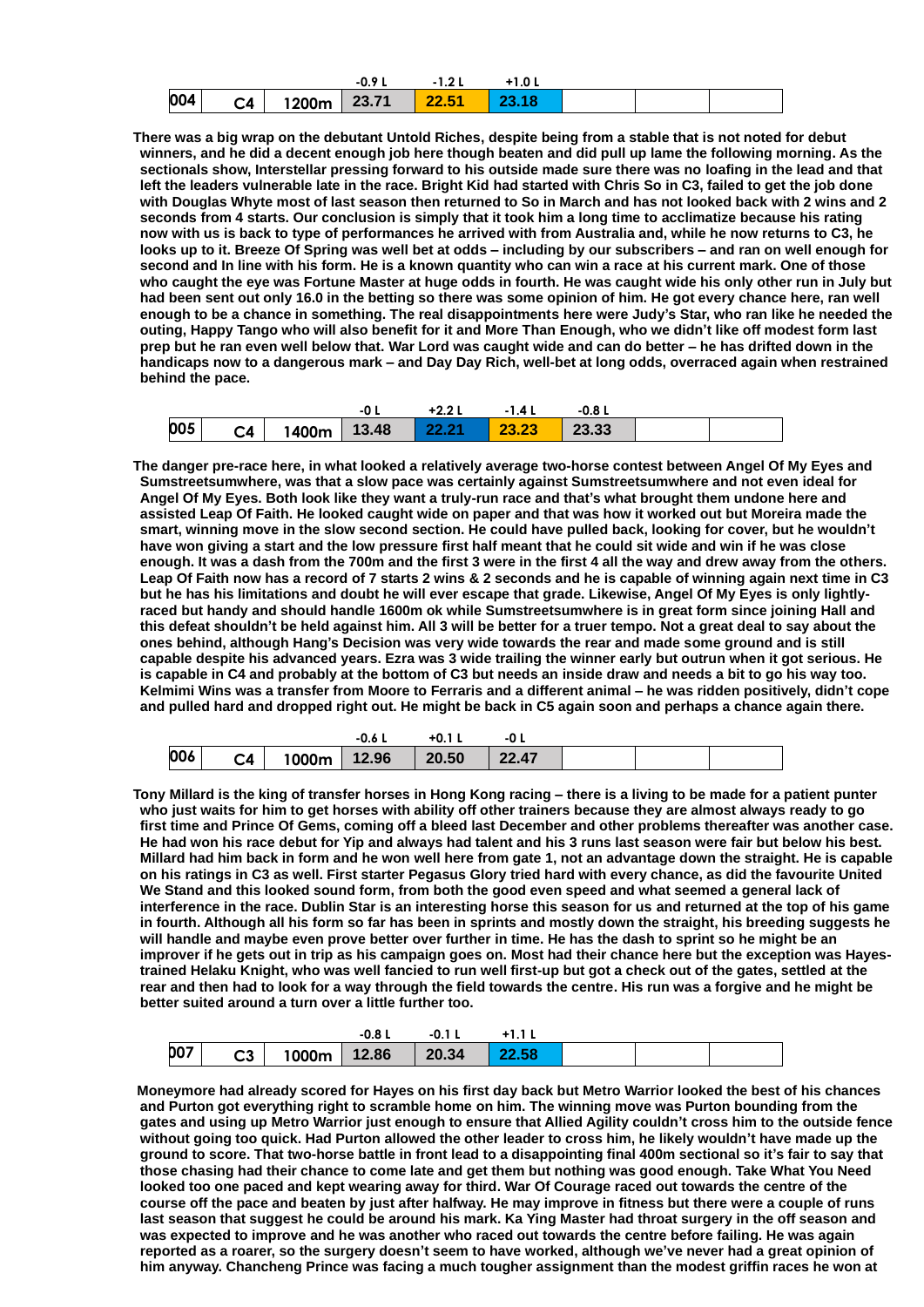| | | | -0.9 L | -1.2 L | +1.0 L | | | |
|---|---|---|---|---|---|---|---|---|
| 004 | C4 | 1200m | 23.71 | 22.51 | 23.18 | | | |

**There was a big wrap on the debutant Untold Riches, despite being from a stable that is not noted for debut winners, and he did a decent enough job here though beaten and did pull up lame the following morning. As the sectionals show, Interstellar pressing forward to his outside made sure there was no loafing in the lead and that left the leaders vulnerable late in the race. Bright Kid had started with Chris So in C3, failed to get the job done with Douglas Whyte most of last season then returned to So in March and has not looked back with 2 wins and 2 seconds from 4 starts. Our conclusion is simply that it took him a long time to acclimatize because his rating now with us is back to type of performances he arrived with from Australia and, while he now returns to C3, he looks up to it. Breeze Of Spring was well bet at odds – including by our subscribers – and ran on well enough for second and In line with his form. He is a known quantity who can win a race at his current mark. One of those who caught the eye was Fortune Master at huge odds in fourth. He was caught wide his only other run in July but had been sent out only 16.0 in the betting so there was some opinion of him. He got every chance here, ran well enough to be a chance in something. The real disappointments here were Judy's Star, who ran like he needed the outing, Happy Tango who will also benefit for it and More Than Enough, who we didn't like off modest form last prep but he ran even well below that. War Lord was caught wide and can do better – he has drifted down in the handicaps now to a dangerous mark – and Day Day Rich, well-bet at long odds, overraced again when restrained behind the pace.**

| | | | -0 L | +2.2 L | -1.4 L | -0.8 L | | |
|---|---|---|---|---|---|---|---|---|
| 005 | C4 | 1400m | 13.48 | 22.21 | 23.23 | 23.33 | | |

**The danger pre-race here, in what looked a relatively average two-horse contest between Angel Of My Eyes and Sumstreetsumwhere, was that a slow pace was certainly against Sumstreetsumwhere and not even ideal for Angel Of My Eyes. Both look like they want a truly-run race and that's what brought them undone here and assisted Leap Of Faith. He looked caught wide on paper and that was how it worked out but Moreira made the smart, winning move in the slow second section. He could have pulled back, looking for cover, but he wouldn't have won giving a start and the low pressure first half meant that he could sit wide and win if he was close enough. It was a dash from the 700m and the first 3 were in the first 4 all the way and drew away from the others. Leap Of Faith now has a record of 7 starts 2 wins & 2 seconds and he is capable of winning again next time in C3 but he has his limitations and doubt he will ever escape that grade. Likewise, Angel Of My Eyes is only lightly-raced but handy and should handle 1600m ok while Sumstreetsumwhere is in great form since joining Hall and this defeat shouldn't be held against him. All 3 will be better for a truer tempo. Not a great deal to say about the ones behind, although Hang's Decision was very wide towards the rear and made some ground and is still capable despite his advanced years. Ezra was 3 wide trailing the winner early but outrun when it got serious. He is capable in C4 and probably at the bottom of C3 but needs an inside draw and needs a bit to go his way too. Kelmimi Wins was a transfer from Moore to Ferraris and a different animal – he was ridden positively, didn't cope and pulled hard and dropped right out. He might be back in C5 again soon and perhaps a chance again there.**

| | | | -0.6 L | +0.1 L | -0 L | | | |
|---|---|---|---|---|---|---|---|---|
| 006 | C4 | 1000m | 12.96 | 20.50 | 22.47 | | | |

**Tony Millard is the king of transfer horses in Hong Kong racing – there is a living to be made for a patient punter who just waits for him to get horses with ability off other trainers because they are almost always ready to go first time and Prince Of Gems, coming off a bleed last December and other problems thereafter was another case. He had won his race debut for Yip and always had talent and his 3 runs last season were fair but below his best. Millard had him back in form and he won well here from gate 1, not an advantage down the straight. He is capable on his ratings in C3 as well. First starter Pegasus Glory tried hard with every chance, as did the favourite United We Stand and this looked sound form, from both the good even speed and what seemed a general lack of interference in the race. Dublin Star is an interesting horse this season for us and returned at the top of his game in fourth. Although all his form so far has been in sprints and mostly down the straight, his breeding suggests he will handle and maybe even prove better over further in time. He has the dash to sprint so he might be an improver if he gets out in trip as his campaign goes on. Most had their chance here but the exception was Hayes-trained Helaku Knight, who was well fancied to run well first-up but got a check out of the gates, settled at the rear and then had to look for a way through the field towards the centre. His run was a forgive and he might be better suited around a turn over a little further too.**

| | | | -0.8 L | -0.1 L | +1.1 L | | | |
|---|---|---|---|---|---|---|---|---|
| 007 | C3 | 1000m | 12.86 | 20.34 | 22.58 | | | |

**Moneymore had already scored for Hayes on his first day back but Metro Warrior looked the best of his chances and Purton got everything right to scramble home on him. The winning move was Purton bounding from the gates and using up Metro Warrior just enough to ensure that Allied Agility couldn't cross him to the outside fence without going too quick. Had Purton allowed the other leader to cross him, he likely wouldn't have made up the ground to score. That two-horse battle in front lead to a disappointing final 400m sectional so it's fair to say that those chasing had their chance to come late and get them but nothing was good enough. Take What You Need looked too one paced and kept wearing away for third. War Of Courage raced out towards the centre of the course off the pace and beaten by just after halfway. He may improve in fitness but there were a couple of runs last season that suggest he could be around his mark. Ka Ying Master had throat surgery in the off season and was expected to improve and he was another who raced out towards the centre before failing. He was again reported as a roarer, so the surgery doesn't seem to have worked, although we've never had a great opinion of him anyway. Chancheng Prince was facing a much tougher assignment than the modest griffin races he won at**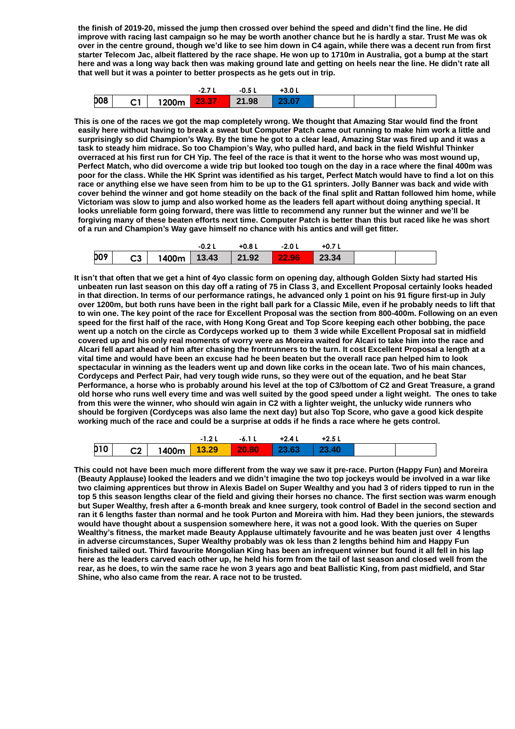the finish of 2019-20, missed the jump then crossed over behind the speed and didn't find the line. He did improve with racing last campaign so he may be worth another chance but he is hardly a star. Trust Me was ok over in the centre ground, though we'd like to see him down in C4 again, while there was a decent run from first starter Telecom Jac, albeit flattered by the race shape. He won up to 1710m in Australia, got a bump at the start here and was a long way back then was making ground late and getting on heels near the line. He didn't rate all that well but it was a pointer to better prospects as he gets out in trip.

| | | | | | | | | |
|---|---|---|---|---|---|---|---|---|
| | | | -2.7 L | -0.5 L | +3.0 L | | | |
| 008 | C1 | 1200m | 23.37 | 21.98 | 23.07 | | | |

This is one of the races we got the map completely wrong. We thought that Amazing Star would find the front easily here without having to break a sweat but Computer Patch came out running to make him work a little and surprisingly so did Champion's Way. By the time he got to a clear lead, Amazing Star was fired up and it was a task to steady him midrace. So too Champion's Way, who pulled hard, and back in the field Wishful Thinker overraced at his first run for CH Yip. The feel of the race is that it went to the horse who was most wound up, Perfect Match, who did overcome a wide trip but looked too tough on the day in a race where the final 400m was poor for the class. While the HK Sprint was identified as his target, Perfect Match would have to find a lot on this race or anything else we have seen from him to be up to the G1 sprinters. Jolly Banner was back and wide with cover behind the winner and got home steadily on the back of the final split and Rattan followed him home, while Victoriam was slow to jump and also worked home as the leaders fell apart without doing anything special. It looks unreliable form going forward, there was little to recommend any runner but the winner and we'll be forgiving many of these beaten efforts next time. Computer Patch is better than this but raced like he was short of a run and Champion's Way gave himself no chance with his antics and will get fitter.

| | | | | | | | | |
|---|---|---|---|---|---|---|---|---|
| | | | -0.2 L | +0.8 L | -2.0 L | +0.7 L | | |
| 009 | C3 | 1400m | 13.43 | 21.92 | 22.96 | 23.34 | | |

It isn't that often that we get a hint of 4yo classic form on opening day, although Golden Sixty had started His unbeaten run last season on this day off a rating of 75 in Class 3, and Excellent Proposal certainly looks headed in that direction. In terms of our performance ratings, he advanced only 1 point on his 91 figure first-up in July over 1200m, but both runs have been in the right ball park for a Classic Mile, even if he probably needs to lift that to win one. The key point of the race for Excellent Proposal was the section from 800-400m. Following on an even speed for the first half of the race, with Hong Kong Great and Top Score keeping each other bobbing, the pace went up a notch on the circle as Cordyceps worked up to them 3 wide while Excellent Proposal sat in midfield covered up and his only real moments of worry were as Moreira waited for Alcari to take him into the race and Alcari fell apart ahead of him after chasing the frontrunners to the turn. It cost Excellent Proposal a length at a vital time and would have been an excuse had he been beaten but the overall race pan helped him to look spectacular in winning as the leaders went up and down like corks in the ocean late. Two of his main chances, Cordyceps and Perfect Pair, had very tough wide runs, so they were out of the equation, and he beat Star Performance, a horse who is probably around his level at the top of C3/bottom of C2 and Great Treasure, a grand old horse who runs well every time and was well suited by the good speed under a light weight. The ones to take from this were the winner, who should win again in C2 with a lighter weight, the unlucky wide runners who should be forgiven (Cordyceps was also lame the next day) but also Top Score, who gave a good kick despite working much of the race and could be a surprise at odds if he finds a race where he gets control.

| | | | | | | | | |
|---|---|---|---|---|---|---|---|---|
| | | | -1.2 L | -6.1 L | +2.4 L | +2.5 L | | |
| 010 | C2 | 1400m | 13.29 | 20.80 | 23.63 | 23.40 | | |

This could not have been much more different from the way we saw it pre-race. Purton (Happy Fun) and Moreira (Beauty Applause) looked the leaders and we didn't imagine the two top jockeys would be involved in a war like two claiming apprentices but throw in Alexis Badel on Super Wealthy and you had 3 of riders tipped to run in the top 5 this season lengths clear of the field and giving their horses no chance. The first section was warm enough but Super Wealthy, fresh after a 6-month break and knee surgery, took control of Badel in the second section and ran it 6 lengths faster than normal and he took Purton and Moreira with him. Had they been juniors, the stewards would have thought about a suspension somewhere here, it was not a good look. With the queries on Super Wealthy's fitness, the market made Beauty Applause ultimately favourite and he was beaten just over 4 lengths in adverse circumstances, Super Wealthy probably was ok less than 2 lengths behind him and Happy Fun finished tailed out. Third favourite Mongolian King has been an infrequent winner but found it all fell in his lap here as the leaders carved each other up, he held his form from the tail of last season and closed well from the rear, as he does, to win the same race he won 3 years ago and beat Ballistic King, from past midfield, and Star Shine, who also came from the rear. A race not to be trusted.